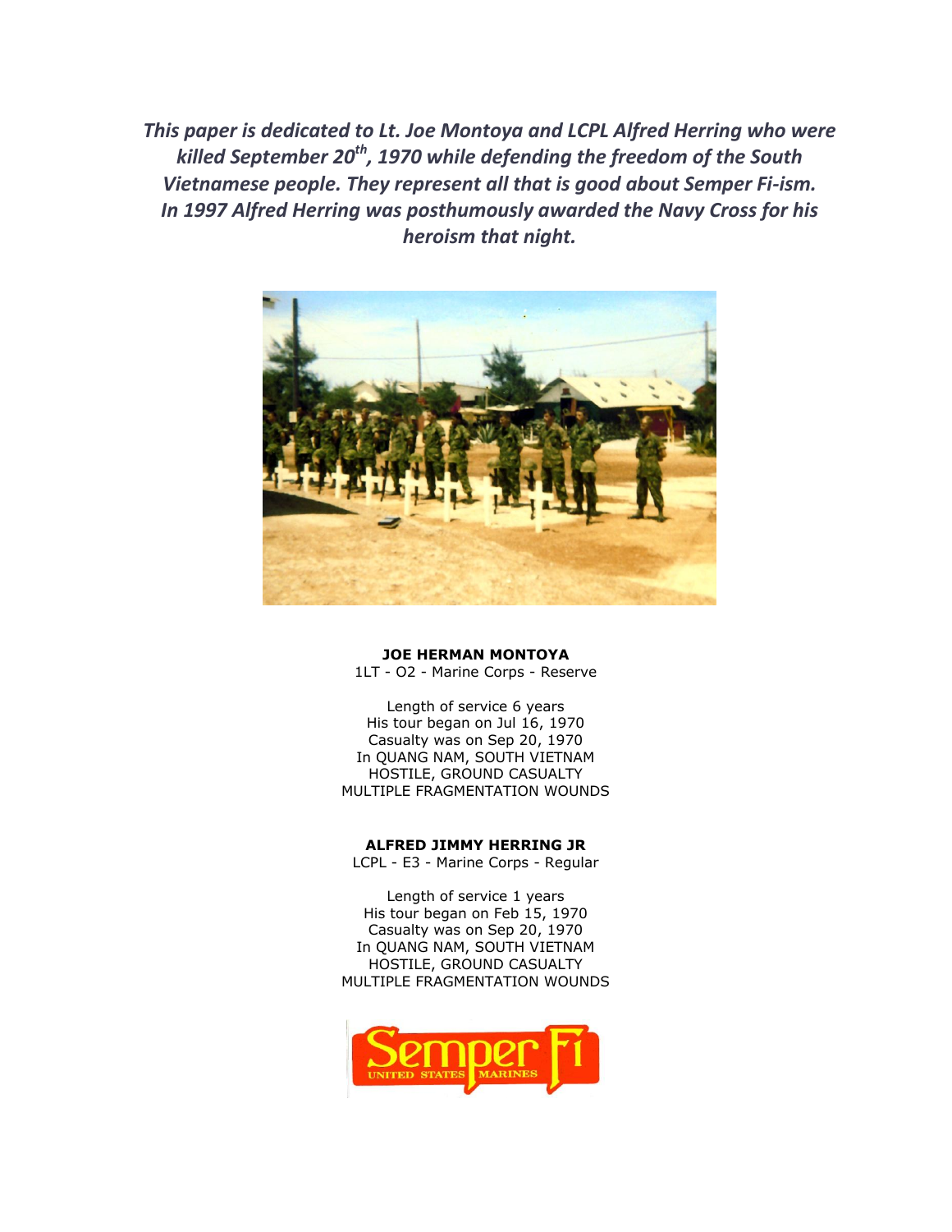***This paper is dedicated to Lt. Joe Montoya and LCPL Alfred Herring who were killed September 20th, 1970 while defending the freedom of the South Vietnamese people. They represent all that is good about Semper Fi-ism. In 1997 Alfred Herring was posthumously awarded the Navy Cross for his heroism that night.***

**JOE HERMAN MONTOYA**
1LT - O2 - Marine Corps - Reserve

Length of service 6 years
His tour began on Jul 16, 1970
Casualty was on Sep 20, 1970
In QUANG NAM, SOUTH VIETNAM
HOSTILE, GROUND CASUALTY
MULTIPLE FRAGMENTATION WOUNDS

**ALFRED JIMMY HERRING JR**
LCPL - E3 - Marine Corps - Regular

Length of service 1 years
His tour began on Feb 15, 1970
Casualty was on Sep 20, 1970
In QUANG NAM, SOUTH VIETNAM
HOSTILE, GROUND CASUALTY
MULTIPLE FRAGMENTATION WOUNDS

Semper Fi
UNITED STATES MARINES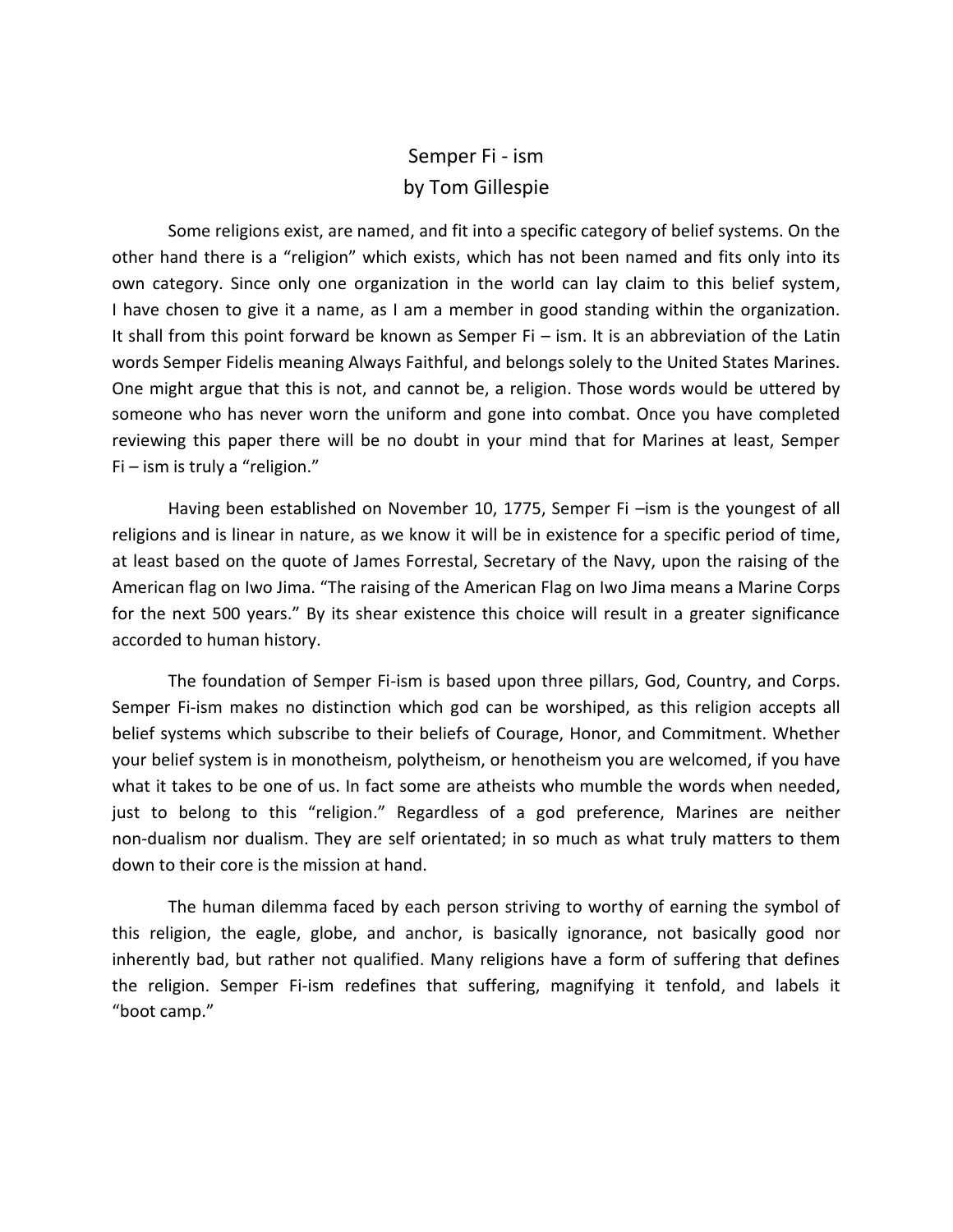# Semper Fi - ism
## by Tom Gillespie

Some religions exist, are named, and fit into a specific category of belief systems. On the other hand there is a "religion" which exists, which has not been named and fits only into its own category. Since only one organization in the world can lay claim to this belief system, I have chosen to give it a name, as I am a member in good standing within the organization. It shall from this point forward be known as Semper Fi – ism. It is an abbreviation of the Latin words Semper Fidelis meaning Always Faithful, and belongs solely to the United States Marines. One might argue that this is not, and cannot be, a religion. Those words would be uttered by someone who has never worn the uniform and gone into combat. Once you have completed reviewing this paper there will be no doubt in your mind that for Marines at least, Semper Fi – ism is truly a "religion."

Having been established on November 10, 1775, Semper Fi –ism is the youngest of all religions and is linear in nature, as we know it will be in existence for a specific period of time, at least based on the quote of James Forrestal, Secretary of the Navy, upon the raising of the American flag on Iwo Jima. "The raising of the American Flag on Iwo Jima means a Marine Corps for the next 500 years." By its shear existence this choice will result in a greater significance accorded to human history.

The foundation of Semper Fi-ism is based upon three pillars, God, Country, and Corps. Semper Fi-ism makes no distinction which god can be worshiped, as this religion accepts all belief systems which subscribe to their beliefs of Courage, Honor, and Commitment. Whether your belief system is in monotheism, polytheism, or henotheism you are welcomed, if you have what it takes to be one of us. In fact some are atheists who mumble the words when needed, just to belong to this "religion." Regardless of a god preference, Marines are neither non-dualism nor dualism. They are self orientated; in so much as what truly matters to them down to their core is the mission at hand.

The human dilemma faced by each person striving to worthy of earning the symbol of this religion, the eagle, globe, and anchor, is basically ignorance, not basically good nor inherently bad, but rather not qualified. Many religions have a form of suffering that defines the religion. Semper Fi-ism redefines that suffering, magnifying it tenfold, and labels it "boot camp."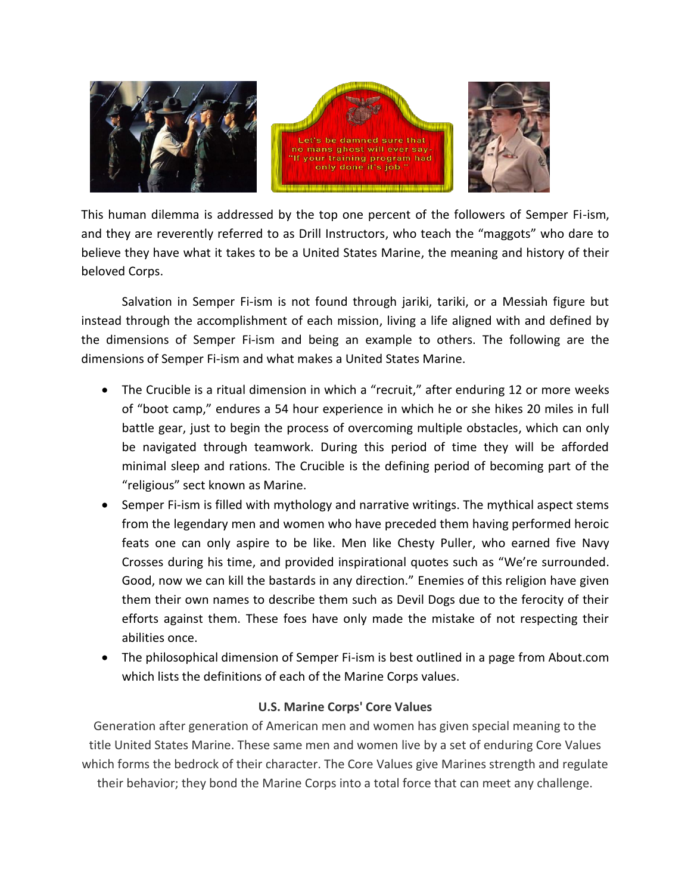This human dilemma is addressed by the top one percent of the followers of Semper Fi-ism, and they are reverently referred to as Drill Instructors, who teach the "maggots" who dare to believe they have what it takes to be a United States Marine, the meaning and history of their beloved Corps.

Salvation in Semper Fi-ism is not found through jariki, tariki, or a Messiah figure but instead through the accomplishment of each mission, living a life aligned with and defined by the dimensions of Semper Fi-ism and being an example to others. The following are the dimensions of Semper Fi-ism and what makes a United States Marine.

- The Crucible is a ritual dimension in which a "recruit," after enduring 12 or more weeks of "boot camp," endures a 54 hour experience in which he or she hikes 20 miles in full battle gear, just to begin the process of overcoming multiple obstacles, which can only be navigated through teamwork. During this period of time they will be afforded minimal sleep and rations. The Crucible is the defining period of becoming part of the "religious" sect known as Marine.
- Semper Fi-ism is filled with mythology and narrative writings. The mythical aspect stems from the legendary men and women who have preceded them having performed heroic feats one can only aspire to be like. Men like Chesty Puller, who earned five Navy Crosses during his time, and provided inspirational quotes such as "We're surrounded. Good, now we can kill the bastards in any direction." Enemies of this religion have given them their own names to describe them such as Devil Dogs due to the ferocity of their efforts against them. These foes have only made the mistake of not respecting their abilities once.
- The philosophical dimension of Semper Fi-ism is best outlined in a page from About.com which lists the definitions of each of the Marine Corps values.

**U.S. Marine Corps' Core Values**

Generation after generation of American men and women has given special meaning to the title United States Marine. These same men and women live by a set of enduring Core Values which forms the bedrock of their character. The Core Values give Marines strength and regulate their behavior; they bond the Marine Corps into a total force that can meet any challenge.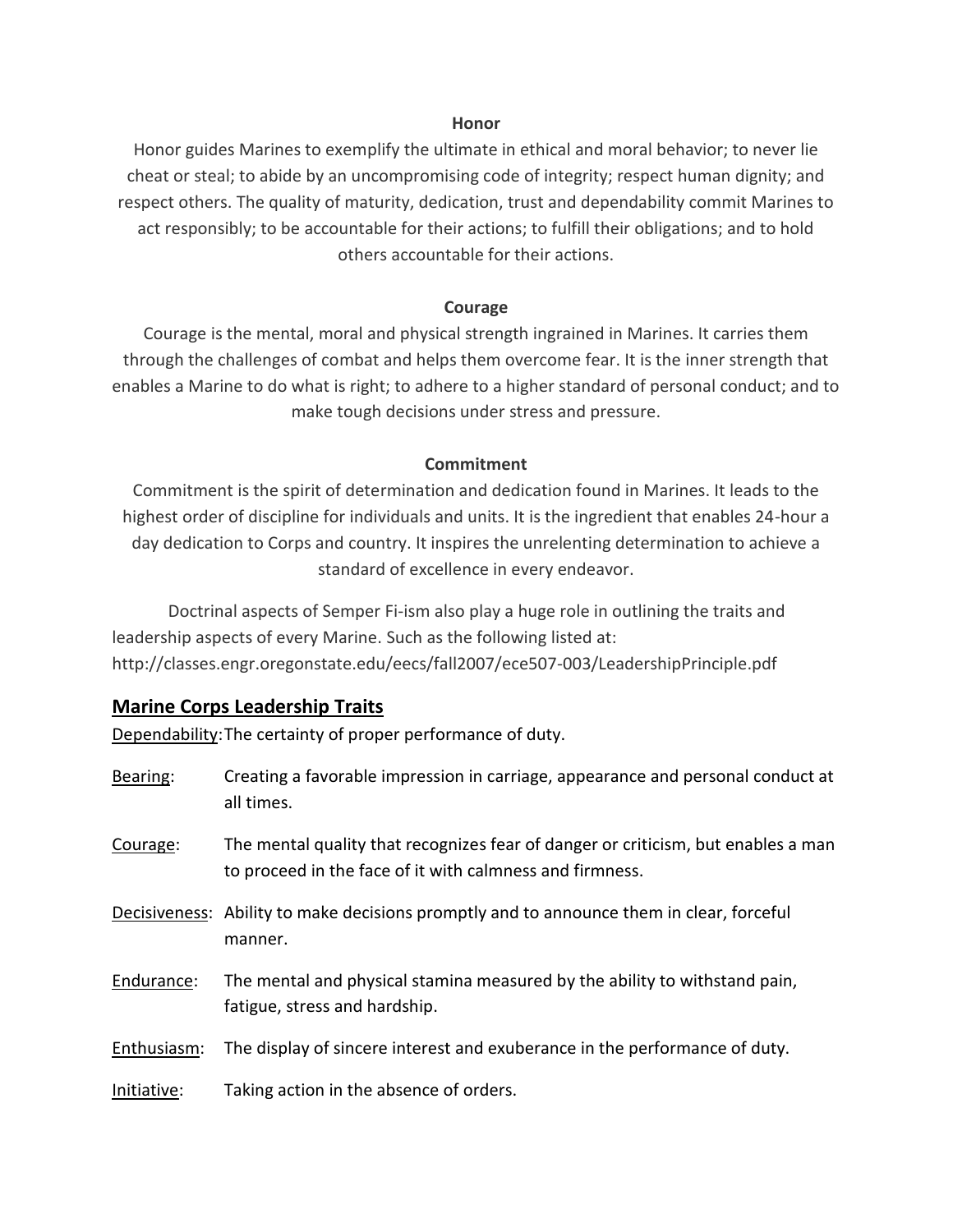**Honor**

Honor guides Marines to exemplify the ultimate in ethical and moral behavior; to never lie cheat or steal; to abide by an uncompromising code of integrity; respect human dignity; and respect others. The quality of maturity, dedication, trust and dependability commit Marines to act responsibly; to be accountable for their actions; to fulfill their obligations; and to hold others accountable for their actions.

**Courage**

Courage is the mental, moral and physical strength ingrained in Marines. It carries them through the challenges of combat and helps them overcome fear. It is the inner strength that enables a Marine to do what is right; to adhere to a higher standard of personal conduct; and to make tough decisions under stress and pressure.

**Commitment**

Commitment is the spirit of determination and dedication found in Marines. It leads to the highest order of discipline for individuals and units. It is the ingredient that enables 24-hour a day dedication to Corps and country. It inspires the unrelenting determination to achieve a standard of excellence in every endeavor.

Doctrinal aspects of Semper Fi-ism also play a huge role in outlining the traits and leadership aspects of every Marine. Such as the following listed at: http://classes.engr.oregonstate.edu/eecs/fall2007/ece507-003/LeadershipPrinciple.pdf

## Marine Corps Leadership Traits

Dependability: The certainty of proper performance of duty.

Bearing: Creating a favorable impression in carriage, appearance and personal conduct at all times.

Courage: The mental quality that recognizes fear of danger or criticism, but enables a man to proceed in the face of it with calmness and firmness.

Decisiveness: Ability to make decisions promptly and to announce them in clear, forceful manner.

Endurance: The mental and physical stamina measured by the ability to withstand pain, fatigue, stress and hardship.

Enthusiasm: The display of sincere interest and exuberance in the performance of duty.

Initiative: Taking action in the absence of orders.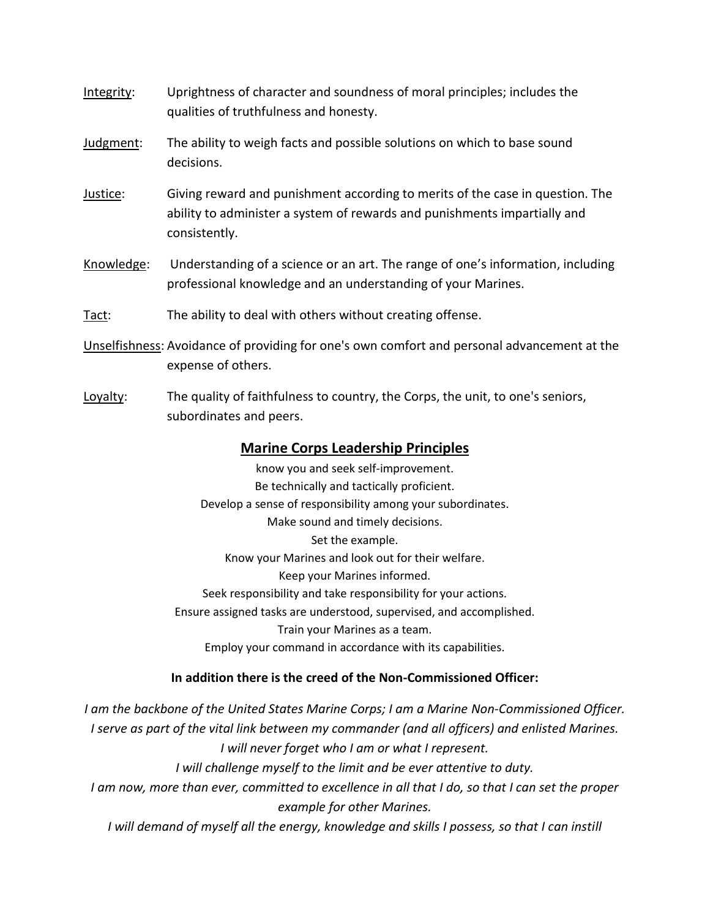<u>Integrity</u>: Uprightness of character and soundness of moral principles; includes the qualities of truthfulness and honesty.

<u>Judgment</u>: The ability to weigh facts and possible solutions on which to base sound decisions.

<u>Justice</u>: Giving reward and punishment according to merits of the case in question. The ability to administer a system of rewards and punishments impartially and consistently.

<u>Knowledge</u>: Understanding of a science or an art. The range of one's information, including professional knowledge and an understanding of your Marines.

<u>Tact</u>: The ability to deal with others without creating offense.

<u>Unselfishness</u>: Avoidance of providing for one's own comfort and personal advancement at the expense of others.

<u>Loyalty</u>: The quality of faithfulness to country, the Corps, the unit, to one's seniors, subordinates and peers.

## <u>Marine Corps Leadership Principles</u>

know you and seek self-improvement.
Be technically and tactically proficient.
Develop a sense of responsibility among your subordinates.
Make sound and timely decisions.
Set the example.
Know your Marines and look out for their welfare.
Keep your Marines informed.
Seek responsibility and take responsibility for your actions.
Ensure assigned tasks are understood, supervised, and accomplished.
Train your Marines as a team.
Employ your command in accordance with its capabilities.

**In addition there is the creed of the Non-Commissioned Officer:**

*I am the backbone of the United States Marine Corps; I am a Marine Non-Commissioned Officer.*
*I serve as part of the vital link between my commander (and all officers) and enlisted Marines.*
*I will never forget who I am or what I represent.*
*I will challenge myself to the limit and be ever attentive to duty.*
*I am now, more than ever, committed to excellence in all that I do, so that I can set the proper example for other Marines.*
*I will demand of myself all the energy, knowledge and skills I possess, so that I can instill*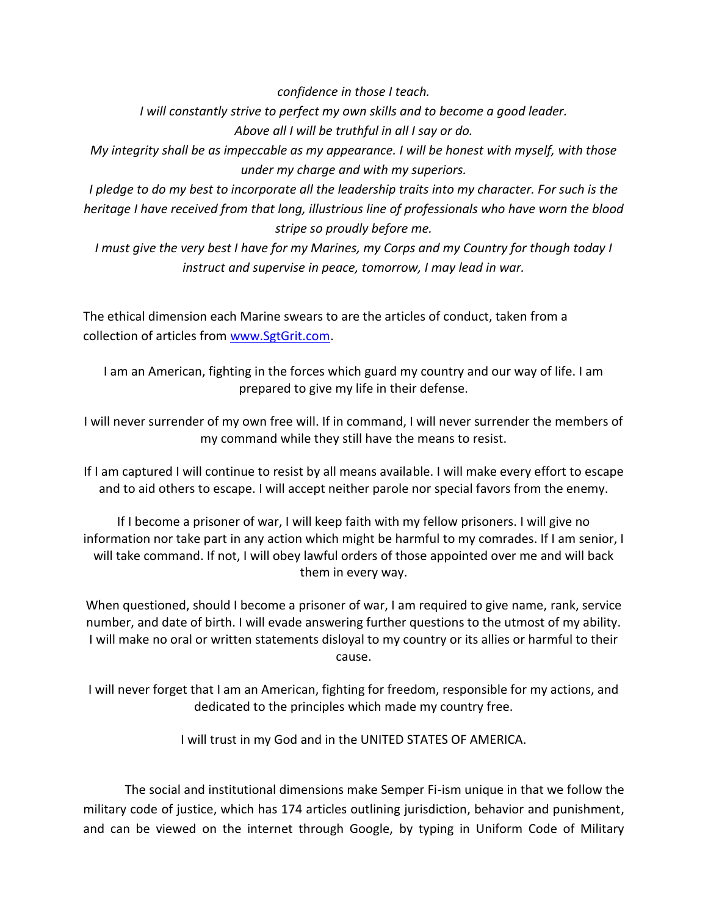*confidence in those I teach.*

*I will constantly strive to perfect my own skills and to become a good leader.*

*Above all I will be truthful in all I say or do.*

*My integrity shall be as impeccable as my appearance. I will be honest with myself, with those under my charge and with my superiors.*

*I pledge to do my best to incorporate all the leadership traits into my character. For such is the heritage I have received from that long, illustrious line of professionals who have worn the blood stripe so proudly before me.*

*I must give the very best I have for my Marines, my Corps and my Country for though today I instruct and supervise in peace, tomorrow, I may lead in war.*

The ethical dimension each Marine swears to are the articles of conduct, taken from a collection of articles from [www.SgtGrit.com](www.SgtGrit.com).

I am an American, fighting in the forces which guard my country and our way of life. I am prepared to give my life in their defense.

I will never surrender of my own free will. If in command, I will never surrender the members of my command while they still have the means to resist.

If I am captured I will continue to resist by all means available. I will make every effort to escape and to aid others to escape. I will accept neither parole nor special favors from the enemy.

If I become a prisoner of war, I will keep faith with my fellow prisoners. I will give no information nor take part in any action which might be harmful to my comrades. If I am senior, I will take command. If not, I will obey lawful orders of those appointed over me and will back them in every way.

When questioned, should I become a prisoner of war, I am required to give name, rank, service number, and date of birth. I will evade answering further questions to the utmost of my ability. I will make no oral or written statements disloyal to my country or its allies or harmful to their cause.

I will never forget that I am an American, fighting for freedom, responsible for my actions, and dedicated to the principles which made my country free.

I will trust in my God and in the UNITED STATES OF AMERICA.

The social and institutional dimensions make Semper Fi-ism unique in that we follow the military code of justice, which has 174 articles outlining jurisdiction, behavior and punishment, and can be viewed on the internet through Google, by typing in Uniform Code of Military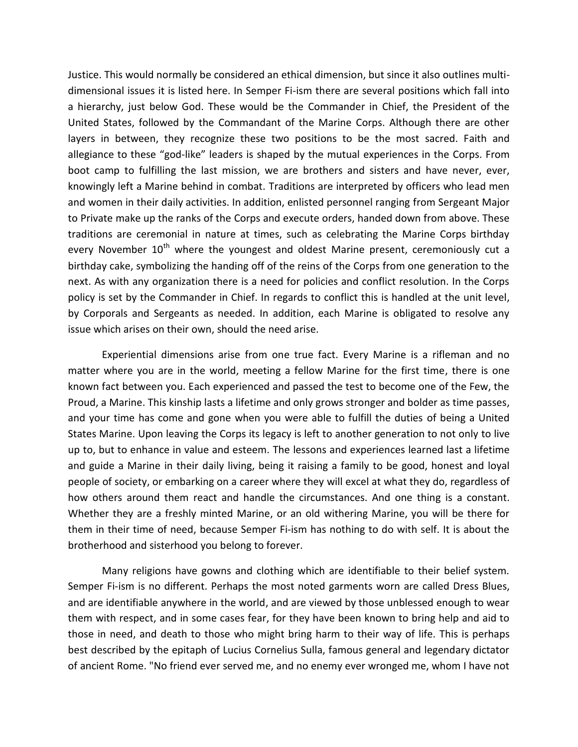Justice. This would normally be considered an ethical dimension, but since it also outlines multi-dimensional issues it is listed here. In Semper Fi-ism there are several positions which fall into a hierarchy, just below God. These would be the Commander in Chief, the President of the United States, followed by the Commandant of the Marine Corps. Although there are other layers in between, they recognize these two positions to be the most sacred. Faith and allegiance to these "god-like" leaders is shaped by the mutual experiences in the Corps. From boot camp to fulfilling the last mission, we are brothers and sisters and have never, ever, knowingly left a Marine behind in combat. Traditions are interpreted by officers who lead men and women in their daily activities. In addition, enlisted personnel ranging from Sergeant Major to Private make up the ranks of the Corps and execute orders, handed down from above. These traditions are ceremonial in nature at times, such as celebrating the Marine Corps birthday every November 10th where the youngest and oldest Marine present, ceremoniously cut a birthday cake, symbolizing the handing off of the reins of the Corps from one generation to the next. As with any organization there is a need for policies and conflict resolution. In the Corps policy is set by the Commander in Chief. In regards to conflict this is handled at the unit level, by Corporals and Sergeants as needed. In addition, each Marine is obligated to resolve any issue which arises on their own, should the need arise.

Experiential dimensions arise from one true fact. Every Marine is a rifleman and no matter where you are in the world, meeting a fellow Marine for the first time, there is one known fact between you. Each experienced and passed the test to become one of the Few, the Proud, a Marine. This kinship lasts a lifetime and only grows stronger and bolder as time passes, and your time has come and gone when you were able to fulfill the duties of being a United States Marine. Upon leaving the Corps its legacy is left to another generation to not only to live up to, but to enhance in value and esteem. The lessons and experiences learned last a lifetime and guide a Marine in their daily living, being it raising a family to be good, honest and loyal people of society, or embarking on a career where they will excel at what they do, regardless of how others around them react and handle the circumstances. And one thing is a constant. Whether they are a freshly minted Marine, or an old withering Marine, you will be there for them in their time of need, because Semper Fi-ism has nothing to do with self. It is about the brotherhood and sisterhood you belong to forever.

Many religions have gowns and clothing which are identifiable to their belief system. Semper Fi-ism is no different. Perhaps the most noted garments worn are called Dress Blues, and are identifiable anywhere in the world, and are viewed by those unblessed enough to wear them with respect, and in some cases fear, for they have been known to bring help and aid to those in need, and death to those who might bring harm to their way of life. This is perhaps best described by the epitaph of Lucius Cornelius Sulla, famous general and legendary dictator of ancient Rome. "No friend ever served me, and no enemy ever wronged me, whom I have not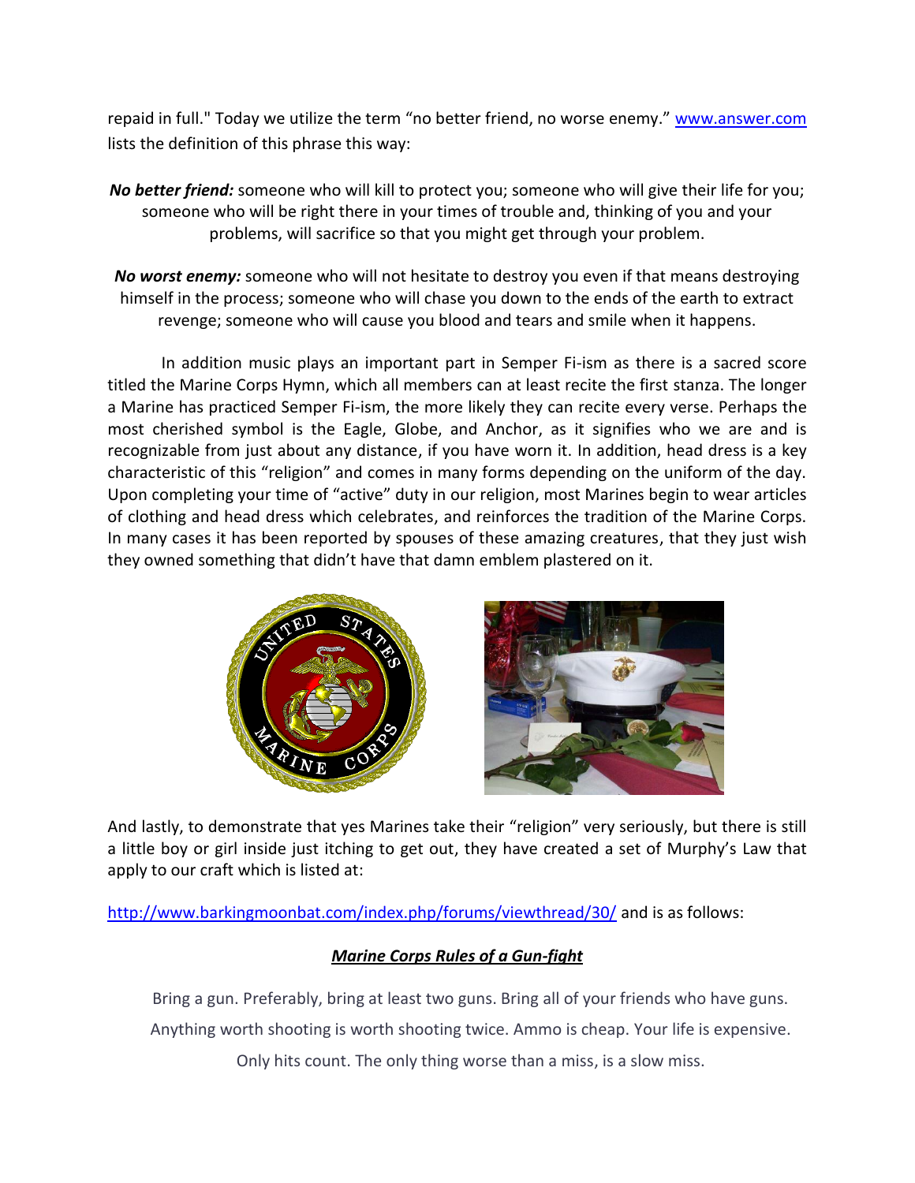repaid in full." Today we utilize the term "no better friend, no worse enemy." [www.answer.com](www.answer.com) lists the definition of this phrase this way:

***No better friend:*** someone who will kill to protect you; someone who will give their life for you; someone who will be right there in your times of trouble and, thinking of you and your problems, will sacrifice so that you might get through your problem.

***No worst enemy:*** someone who will not hesitate to destroy you even if that means destroying himself in the process; someone who will chase you down to the ends of the earth to extract revenge; someone who will cause you blood and tears and smile when it happens.

In addition music plays an important part in Semper Fi-ism as there is a sacred score titled the Marine Corps Hymn, which all members can at least recite the first stanza. The longer a Marine has practiced Semper Fi-ism, the more likely they can recite every verse. Perhaps the most cherished symbol is the Eagle, Globe, and Anchor, as it signifies who we are and is recognizable from just about any distance, if you have worn it. In addition, head dress is a key characteristic of this "religion" and comes in many forms depending on the uniform of the day. Upon completing your time of "active" duty in our religion, most Marines begin to wear articles of clothing and head dress which celebrates, and reinforces the tradition of the Marine Corps. In many cases it has been reported by spouses of these amazing creatures, that they just wish they owned something that didn't have that damn emblem plastered on it.

And lastly, to demonstrate that yes Marines take their "religion" very seriously, but there is still a little boy or girl inside just itching to get out, they have created a set of Murphy's Law that apply to our craft which is listed at:

[http://www.barkingmoonbat.com/index.php/forums/viewthread/30/](http://www.barkingmoonbat.com/index.php/forums/viewthread/30/) and is as follows:

***Marine Corps Rules of a Gun-fight***

Bring a gun. Preferably, bring at least two guns. Bring all of your friends who have guns.

Anything worth shooting is worth shooting twice. Ammo is cheap. Your life is expensive.

Only hits count. The only thing worse than a miss, is a slow miss.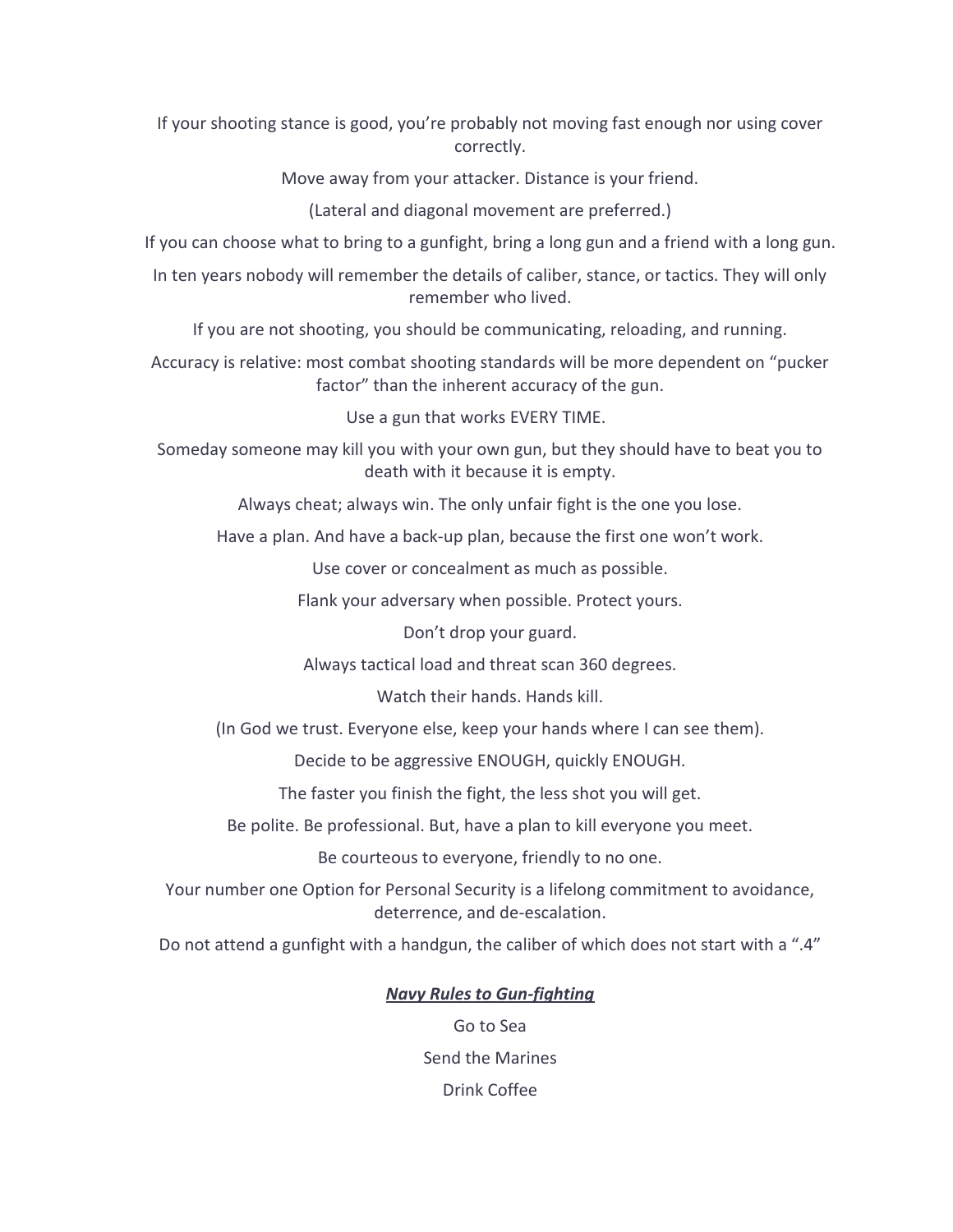If your shooting stance is good, you're probably not moving fast enough nor using cover correctly.

Move away from your attacker. Distance is your friend.

(Lateral and diagonal movement are preferred.)

If you can choose what to bring to a gunfight, bring a long gun and a friend with a long gun.

In ten years nobody will remember the details of caliber, stance, or tactics. They will only remember who lived.

If you are not shooting, you should be communicating, reloading, and running.

Accuracy is relative: most combat shooting standards will be more dependent on "pucker factor" than the inherent accuracy of the gun.

Use a gun that works EVERY TIME.

Someday someone may kill you with your own gun, but they should have to beat you to death with it because it is empty.

Always cheat; always win. The only unfair fight is the one you lose.

Have a plan. And have a back-up plan, because the first one won't work.

Use cover or concealment as much as possible.

Flank your adversary when possible. Protect yours.

Don't drop your guard.

Always tactical load and threat scan 360 degrees.

Watch their hands. Hands kill.

(In God we trust. Everyone else, keep your hands where I can see them).

Decide to be aggressive ENOUGH, quickly ENOUGH.

The faster you finish the fight, the less shot you will get.

Be polite. Be professional. But, have a plan to kill everyone you meet.

Be courteous to everyone, friendly to no one.

Your number one Option for Personal Security is a lifelong commitment to avoidance, deterrence, and de-escalation.

Do not attend a gunfight with a handgun, the caliber of which does not start with a ".4"

***<u>Navy Rules to Gun-fighting</u>***

Go to Sea

Send the Marines

Drink Coffee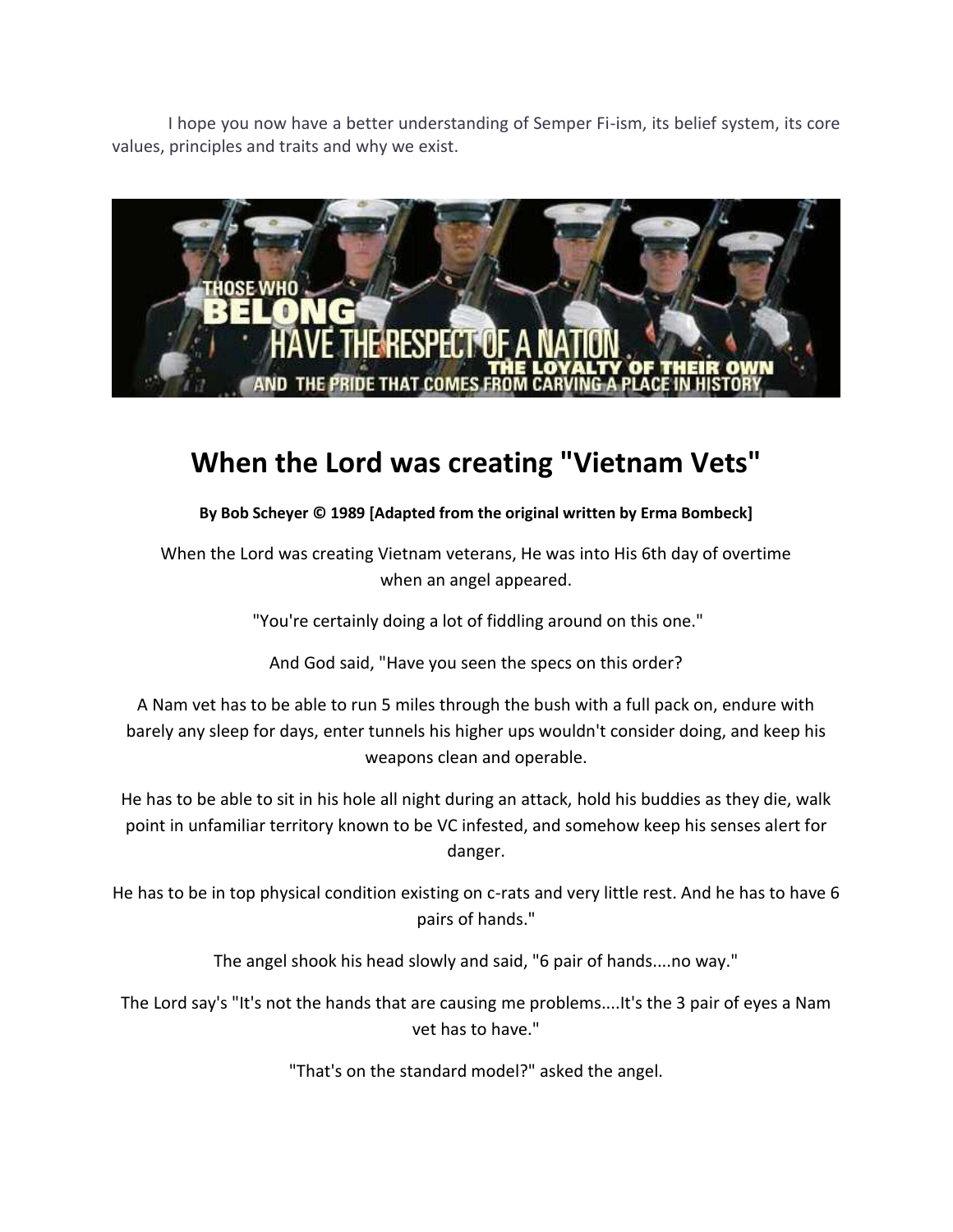I hope you now have a better understanding of Semper Fi-ism, its belief system, its core values, principles and traits and why we exist.

# When the Lord was creating "Vietnam Vets"

**By Bob Scheyer © 1989 [Adapted from the original written by Erma Bombeck]**

When the Lord was creating Vietnam veterans, He was into His 6th day of overtime when an angel appeared.

"You're certainly doing a lot of fiddling around on this one."

And God said, "Have you seen the specs on this order?

A Nam vet has to be able to run 5 miles through the bush with a full pack on, endure with barely any sleep for days, enter tunnels his higher ups wouldn't consider doing, and keep his weapons clean and operable.

He has to be able to sit in his hole all night during an attack, hold his buddies as they die, walk point in unfamiliar territory known to be VC infested, and somehow keep his senses alert for danger.

He has to be in top physical condition existing on c-rats and very little rest. And he has to have 6 pairs of hands."

The angel shook his head slowly and said, "6 pair of hands....no way."

The Lord say's "It's not the hands that are causing me problems....It's the 3 pair of eyes a Nam vet has to have."

"That's on the standard model?" asked the angel.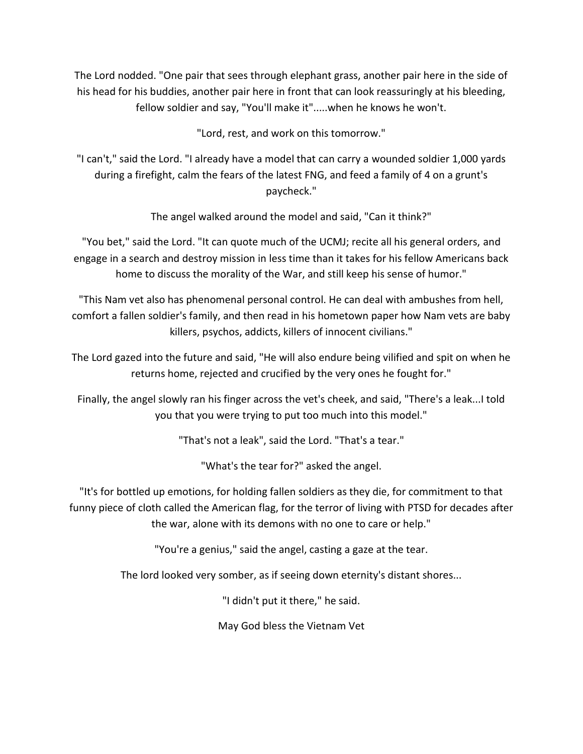The Lord nodded. "One pair that sees through elephant grass, another pair here in the side of his head for his buddies, another pair here in front that can look reassuringly at his bleeding, fellow soldier and say, "You'll make it".....when he knows he won't.

"Lord, rest, and work on this tomorrow."

"I can't," said the Lord. "I already have a model that can carry a wounded soldier 1,000 yards during a firefight, calm the fears of the latest FNG, and feed a family of 4 on a grunt's paycheck."

The angel walked around the model and said, "Can it think?"

"You bet," said the Lord. "It can quote much of the UCMJ; recite all his general orders, and engage in a search and destroy mission in less time than it takes for his fellow Americans back home to discuss the morality of the War, and still keep his sense of humor."

"This Nam vet also has phenomenal personal control. He can deal with ambushes from hell, comfort a fallen soldier's family, and then read in his hometown paper how Nam vets are baby killers, psychos, addicts, killers of innocent civilians."

The Lord gazed into the future and said, "He will also endure being vilified and spit on when he returns home, rejected and crucified by the very ones he fought for."

Finally, the angel slowly ran his finger across the vet's cheek, and said, "There's a leak...I told you that you were trying to put too much into this model."

"That's not a leak", said the Lord. "That's a tear."

"What's the tear for?" asked the angel.

"It's for bottled up emotions, for holding fallen soldiers as they die, for commitment to that funny piece of cloth called the American flag, for the terror of living with PTSD for decades after the war, alone with its demons with no one to care or help."

"You're a genius," said the angel, casting a gaze at the tear.

The lord looked very somber, as if seeing down eternity's distant shores...

"I didn't put it there," he said.

May God bless the Vietnam Vet